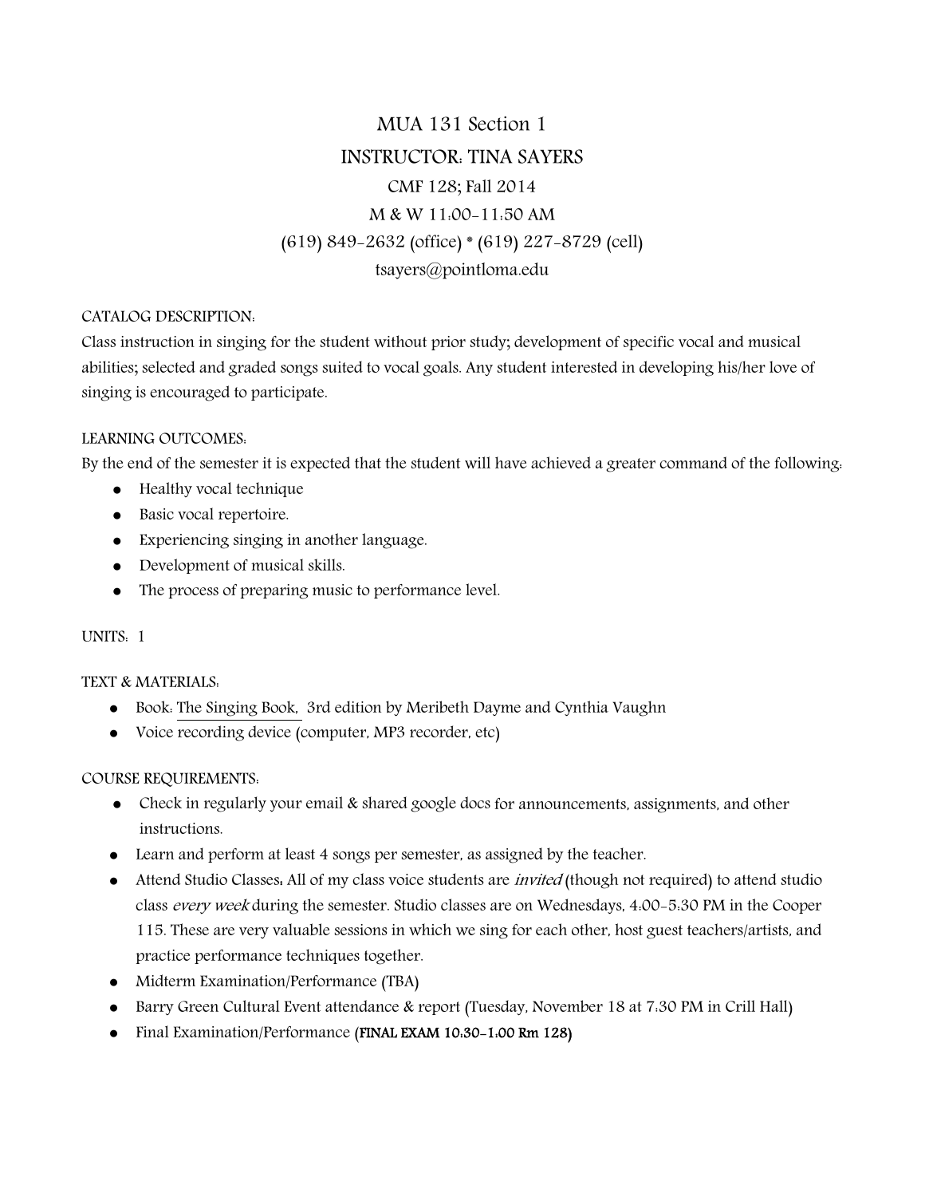# MUA 131 Section 1

## INSTRUCTOR: TINA SAYERS

CMF 128; Fall 2014

M & W 11:00-11:50 AM

(619) 849-2632 (office) * (619) 227-8729 (cell)

tsayers@pointloma.edu

CATALOG DESCRIPTION:

Class instruction in singing for the student without prior study; development of specific vocal and musical abilities; selected and graded songs suited to vocal goals. Any student interested in developing his/her love of singing is encouraged to participate.

LEARNING OUTCOMES:

By the end of the semester it is expected that the student will have achieved a greater command of the following:

- Healthy vocal technique
- Basic vocal repertoire.
- Experiencing singing in another language.
- Development of musical skills.
- The process of preparing music to performance level.

UNITS: 1

TEXT & MATERIALS:

- Book: The Singing Book, 3rd edition by Meribeth Dayme and Cynthia Vaughn
- Voice recording device (computer, MP3 recorder, etc)

COURSE REQUIREMENTS:

- Check in regularly your email & shared google docs for announcements, assignments, and other instructions.
- Learn and perform at least 4 songs per semester, as assigned by the teacher.
- Attend Studio Classes: All of my class voice students are *invited* (though not required) to attend studio class *every week* during the semester. Studio classes are on Wednesdays, 4:00-5:30 PM in the Cooper 115. These are very valuable sessions in which we sing for each other, host guest teachers/artists, and practice performance techniques together.
- Midterm Examination/Performance (TBA)
- Barry Green Cultural Event attendance & report (Tuesday, November 18 at 7:30 PM in Crill Hall)
- Final Examination/Performance (FINAL EXAM 10:30-1:00 Rm 128)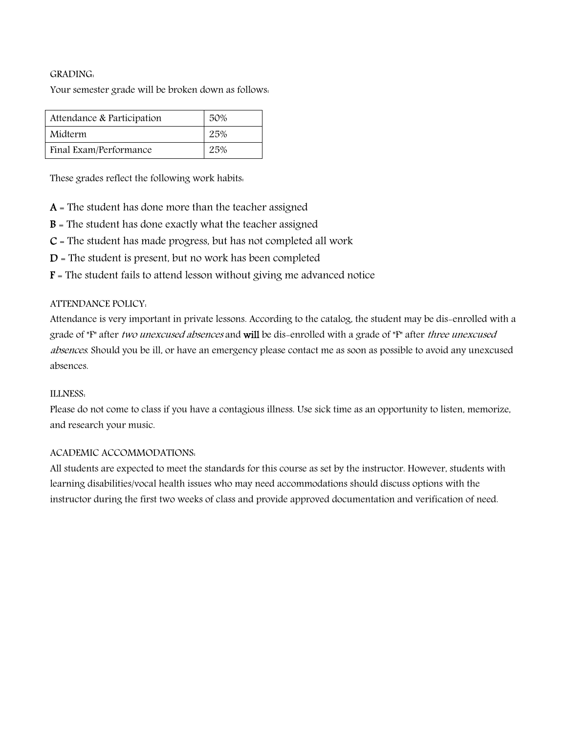GRADING:

Your semester grade will be broken down as follows:

| | |
|---|---|
| Attendance & Participation | 50% |
| Midterm | 25% |
| Final Exam/Performance | 25% |

These grades reflect the following work habits:

**A** = The student has done more than the teacher assigned

**B** = The student has done exactly what the teacher assigned

**C** = The student has made progress, but has not completed all work

**D** = The student is present, but no work has been completed

**F** = The student fails to attend lesson without giving me advanced notice

ATTENDANCE POLICY:

Attendance is very important in private lessons. According to the catalog, the student may be dis-enrolled with a grade of "F" after *two unexcused absences* and **will** be dis-enrolled with a grade of "F" after *three unexcused absences*. Should you be ill, or have an emergency please contact me as soon as possible to avoid any unexcused absences.

ILLNESS:

Please do not come to class if you have a contagious illness. Use sick time as an opportunity to listen, memorize, and research your music.

ACADEMIC ACCOMMODATIONS:

All students are expected to meet the standards for this course as set by the instructor. However, students with learning disabilities/vocal health issues who may need accommodations should discuss options with the instructor during the first two weeks of class and provide approved documentation and verification of need.